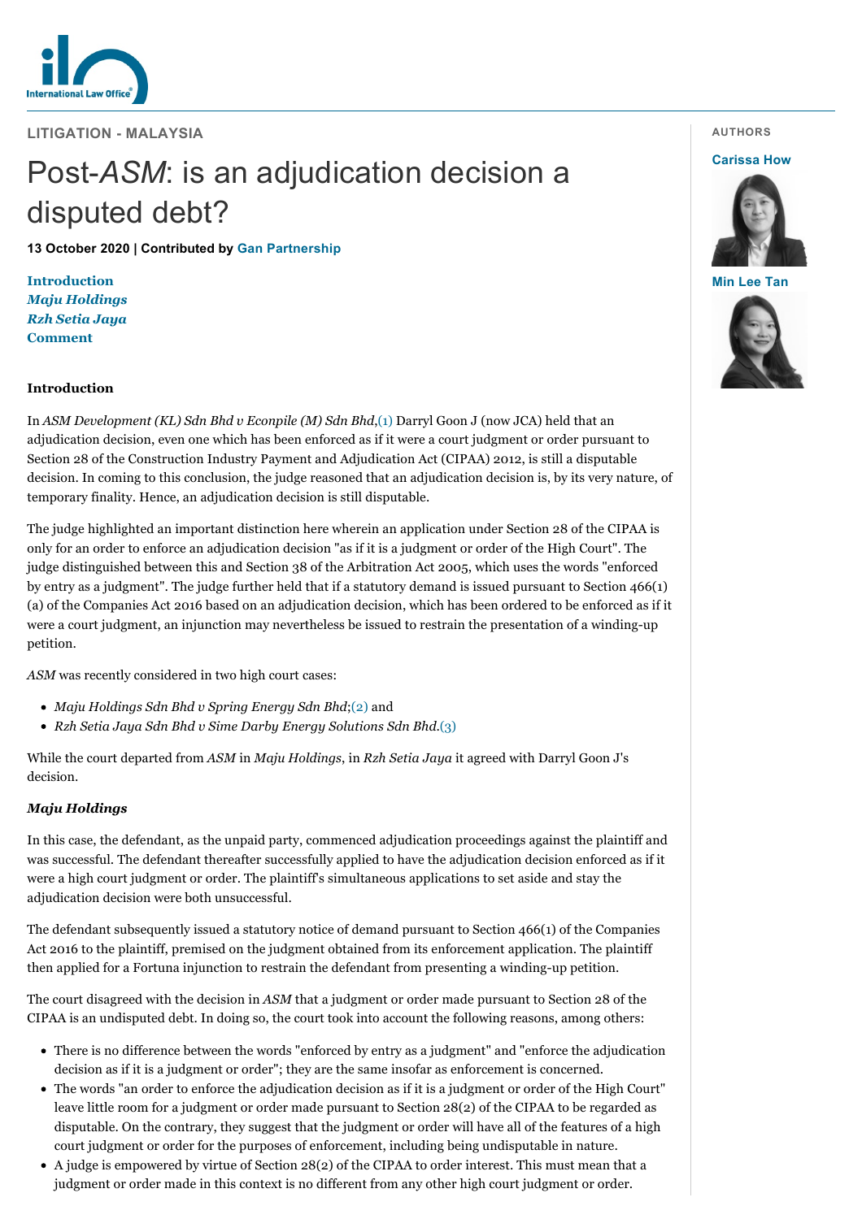LITIGATION - MALAYSIA

# Post-*ASM*: is an adjudication decision a disputed debt?

**13 October 2020 | Contributed by Gan Partnership**

AUTHORS

**Carissa How**

**Min Lee Tan**

**Introduction**
***Maju Holdings***
***Rzh Setia Jaya***
**Comment**

## Introduction

In *ASM Development (KL) Sdn Bhd v Econpile (M) Sdn Bhd*,(1) Darryl Goon J (now JCA) held that an adjudication decision, even one which has been enforced as if it were a court judgment or order pursuant to Section 28 of the Construction Industry Payment and Adjudication Act (CIPAA) 2012, is still a disputable decision. In coming to this conclusion, the judge reasoned that an adjudication decision is, by its very nature, of temporary finality. Hence, an adjudication decision is still disputable.

The judge highlighted an important distinction here wherein an application under Section 28 of the CIPAA is only for an order to enforce an adjudication decision "as if it is a judgment or order of the High Court". The judge distinguished between this and Section 38 of the Arbitration Act 2005, which uses the words "enforced by entry as a judgment". The judge further held that if a statutory demand is issued pursuant to Section 466(1)(a) of the Companies Act 2016 based on an adjudication decision, which has been ordered to be enforced as if it were a court judgment, an injunction may nevertheless be issued to restrain the presentation of a winding-up petition.

*ASM* was recently considered in two high court cases:

- *Maju Holdings Sdn Bhd v Spring Energy Sdn Bhd*;(2) and
- *Rzh Setia Jaya Sdn Bhd v Sime Darby Energy Solutions Sdn Bhd*.(3)

While the court departed from *ASM* in *Maju Holdings*, in *Rzh Setia Jaya* it agreed with Darryl Goon J's decision.

## *Maju Holdings*

In this case, the defendant, as the unpaid party, commenced adjudication proceedings against the plaintiff and was successful. The defendant thereafter successfully applied to have the adjudication decision enforced as if it were a high court judgment or order. The plaintiff's simultaneous applications to set aside and stay the adjudication decision were both unsuccessful.

The defendant subsequently issued a statutory notice of demand pursuant to Section 466(1) of the Companies Act 2016 to the plaintiff, premised on the judgment obtained from its enforcement application. The plaintiff then applied for a Fortuna injunction to restrain the defendant from presenting a winding-up petition.

The court disagreed with the decision in *ASM* that a judgment or order made pursuant to Section 28 of the CIPAA is an undisputed debt. In doing so, the court took into account the following reasons, among others:

- There is no difference between the words "enforced by entry as a judgment" and "enforce the adjudication decision as if it is a judgment or order"; they are the same insofar as enforcement is concerned.
- The words "an order to enforce the adjudication decision as if it is a judgment or order of the High Court" leave little room for a judgment or order made pursuant to Section 28(2) of the CIPAA to be regarded as disputable. On the contrary, they suggest that the judgment or order will have all of the features of a high court judgment or order for the purposes of enforcement, including being undisputable in nature.
- A judge is empowered by virtue of Section 28(2) of the CIPAA to order interest. This must mean that a judgment or order made in this context is no different from any other high court judgment or order.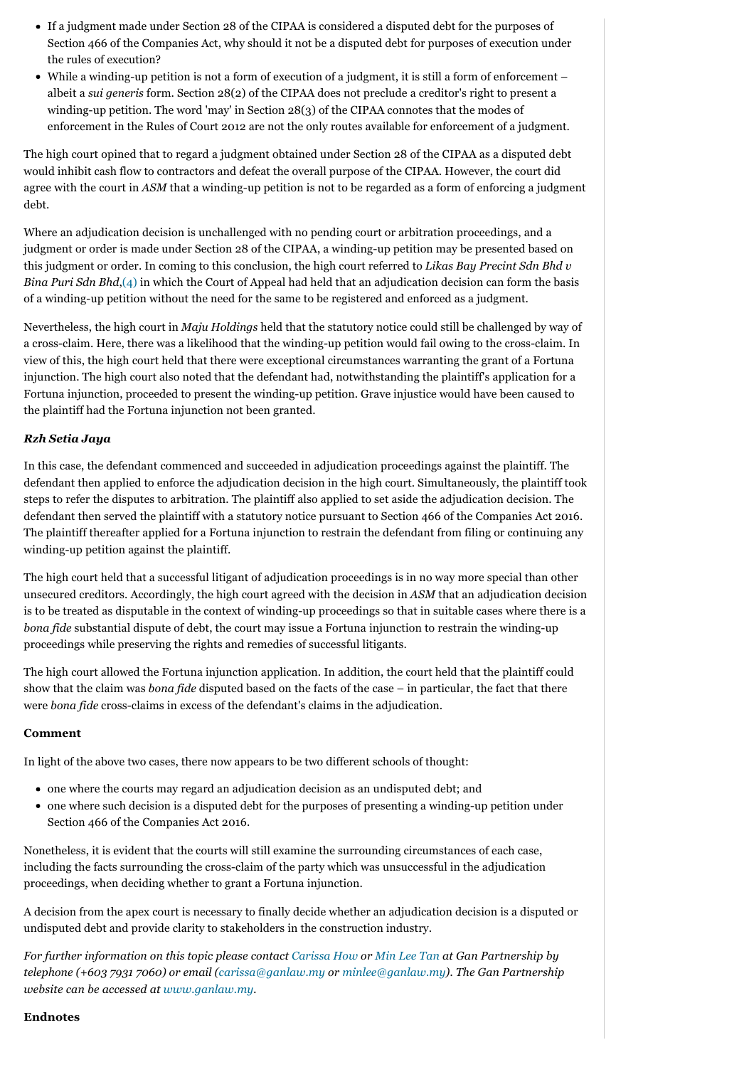- If a judgment made under Section 28 of the CIPAA is considered a disputed debt for the purposes of Section 466 of the Companies Act, why should it not be a disputed debt for purposes of execution under the rules of execution?
- While a winding-up petition is not a form of execution of a judgment, it is still a form of enforcement – albeit a *sui generis* form. Section 28(2) of the CIPAA does not preclude a creditor's right to present a winding-up petition. The word 'may' in Section 28(3) of the CIPAA connotes that the modes of enforcement in the Rules of Court 2012 are not the only routes available for enforcement of a judgment.

The high court opined that to regard a judgment obtained under Section 28 of the CIPAA as a disputed debt would inhibit cash flow to contractors and defeat the overall purpose of the CIPAA. However, the court did agree with the court in *ASM* that a winding-up petition is not to be regarded as a form of enforcing a judgment debt.

Where an adjudication decision is unchallenged with no pending court or arbitration proceedings, and a judgment or order is made under Section 28 of the CIPAA, a winding-up petition may be presented based on this judgment or order. In coming to this conclusion, the high court referred to *Likas Bay Precint Sdn Bhd v Bina Puri Sdn Bhd*,(4) in which the Court of Appeal had held that an adjudication decision can form the basis of a winding-up petition without the need for the same to be registered and enforced as a judgment.

Nevertheless, the high court in *Maju Holdings* held that the statutory notice could still be challenged by way of a cross-claim. Here, there was a likelihood that the winding-up petition would fail owing to the cross-claim. In view of this, the high court held that there were exceptional circumstances warranting the grant of a Fortuna injunction. The high court also noted that the defendant had, notwithstanding the plaintiff's application for a Fortuna injunction, proceeded to present the winding-up petition. Grave injustice would have been caused to the plaintiff had the Fortuna injunction not been granted.

### *Rzh Setia Jaya*

In this case, the defendant commenced and succeeded in adjudication proceedings against the plaintiff. The defendant then applied to enforce the adjudication decision in the high court. Simultaneously, the plaintiff took steps to refer the disputes to arbitration. The plaintiff also applied to set aside the adjudication decision. The defendant then served the plaintiff with a statutory notice pursuant to Section 466 of the Companies Act 2016. The plaintiff thereafter applied for a Fortuna injunction to restrain the defendant from filing or continuing any winding-up petition against the plaintiff.

The high court held that a successful litigant of adjudication proceedings is in no way more special than other unsecured creditors. Accordingly, the high court agreed with the decision in *ASM* that an adjudication decision is to be treated as disputable in the context of winding-up proceedings so that in suitable cases where there is a *bona fide* substantial dispute of debt, the court may issue a Fortuna injunction to restrain the winding-up proceedings while preserving the rights and remedies of successful litigants.

The high court allowed the Fortuna injunction application. In addition, the court held that the plaintiff could show that the claim was *bona fide* disputed based on the facts of the case – in particular, the fact that there were *bona fide* cross-claims in excess of the defendant's claims in the adjudication.

### Comment

In light of the above two cases, there now appears to be two different schools of thought:

- one where the courts may regard an adjudication decision as an undisputed debt; and
- one where such decision is a disputed debt for the purposes of presenting a winding-up petition under Section 466 of the Companies Act 2016.

Nonetheless, it is evident that the courts will still examine the surrounding circumstances of each case, including the facts surrounding the cross-claim of the party which was unsuccessful in the adjudication proceedings, when deciding whether to grant a Fortuna injunction.

A decision from the apex court is necessary to finally decide whether an adjudication decision is a disputed or undisputed debt and provide clarity to stakeholders in the construction industry.

*For further information on this topic please contact Carissa How or Min Lee Tan at Gan Partnership by telephone (+603 7931 7060) or email (carissa@ganlaw.my or minlee@ganlaw.my). The Gan Partnership website can be accessed at www.ganlaw.my.*

### Endnotes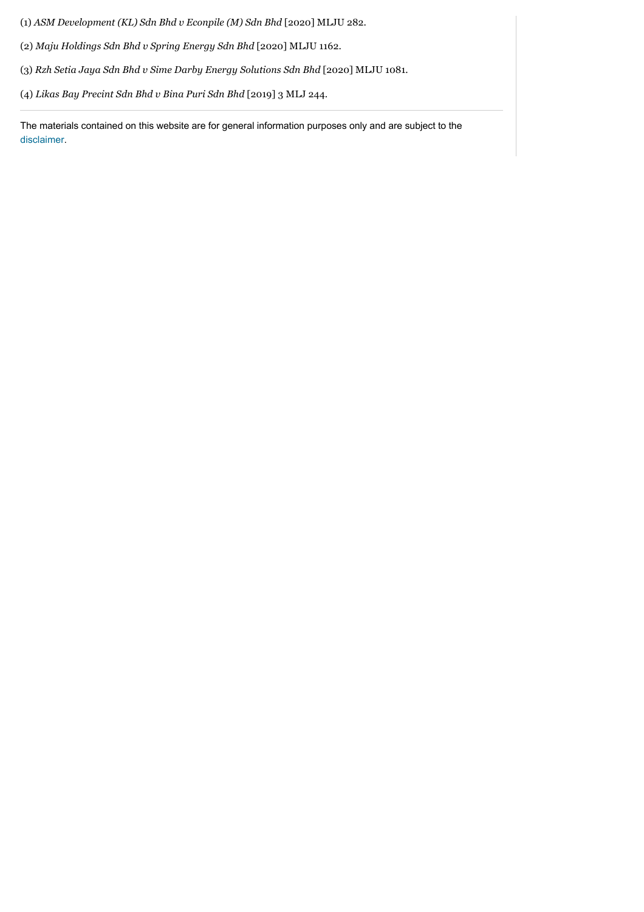(1) *ASM Development (KL) Sdn Bhd v Econpile (M) Sdn Bhd* [2020] MLJU 282.

(2) *Maju Holdings Sdn Bhd v Spring Energy Sdn Bhd* [2020] MLJU 1162.

(3) *Rzh Setia Jaya Sdn Bhd v Sime Darby Energy Solutions Sdn Bhd* [2020] MLJU 1081.

(4) *Likas Bay Precint Sdn Bhd v Bina Puri Sdn Bhd* [2019] 3 MLJ 244.

---

The materials contained on this website are for general information purposes only and are subject to the disclaimer.